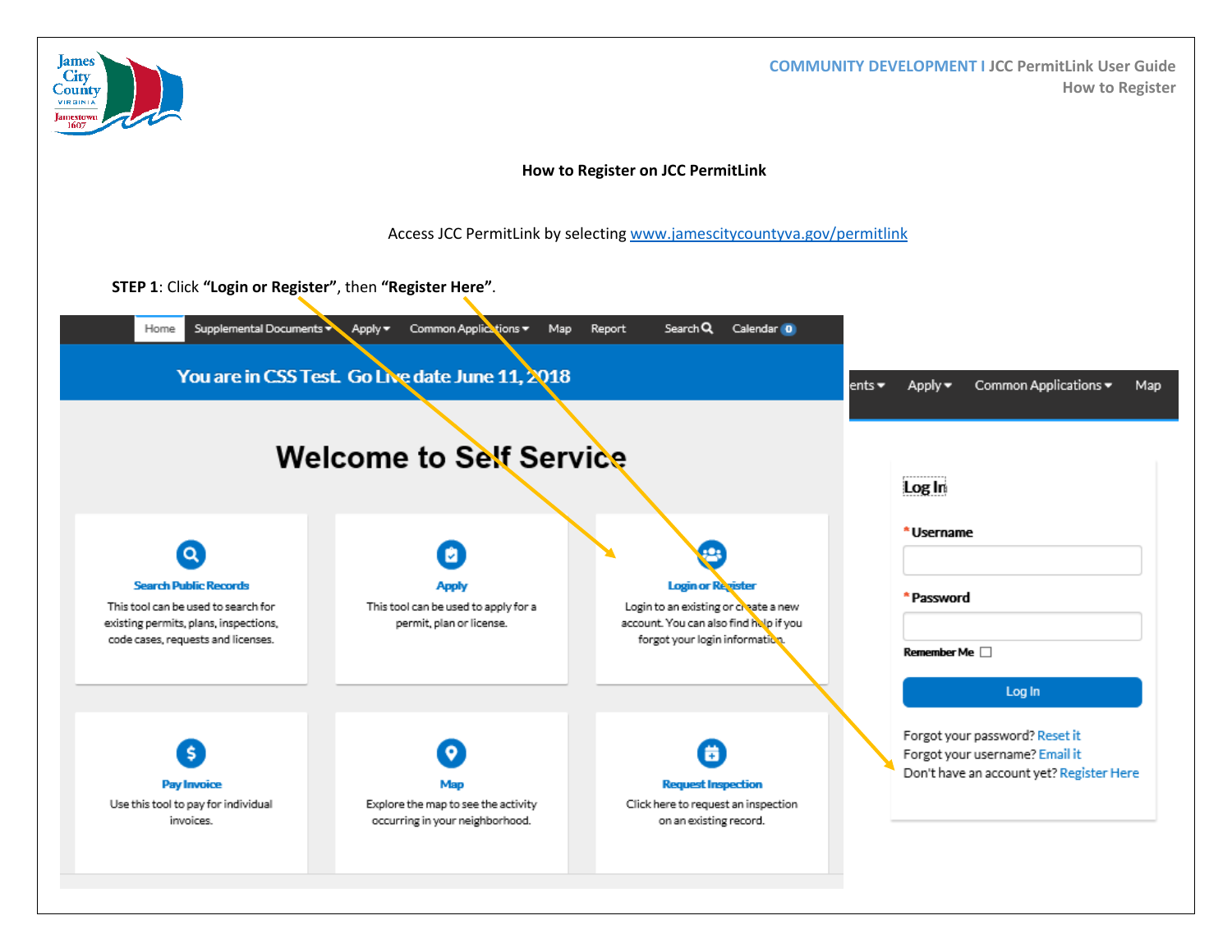## How to Register on JCC PermitLink

Access JCC PermitLink by selecting [www.jamescitycountyva.gov/permitlink](http://www.jamescitycountyva.gov/permitlink)

**STEP 1**: Click **"Login or Register"**, then **"Register Here"**.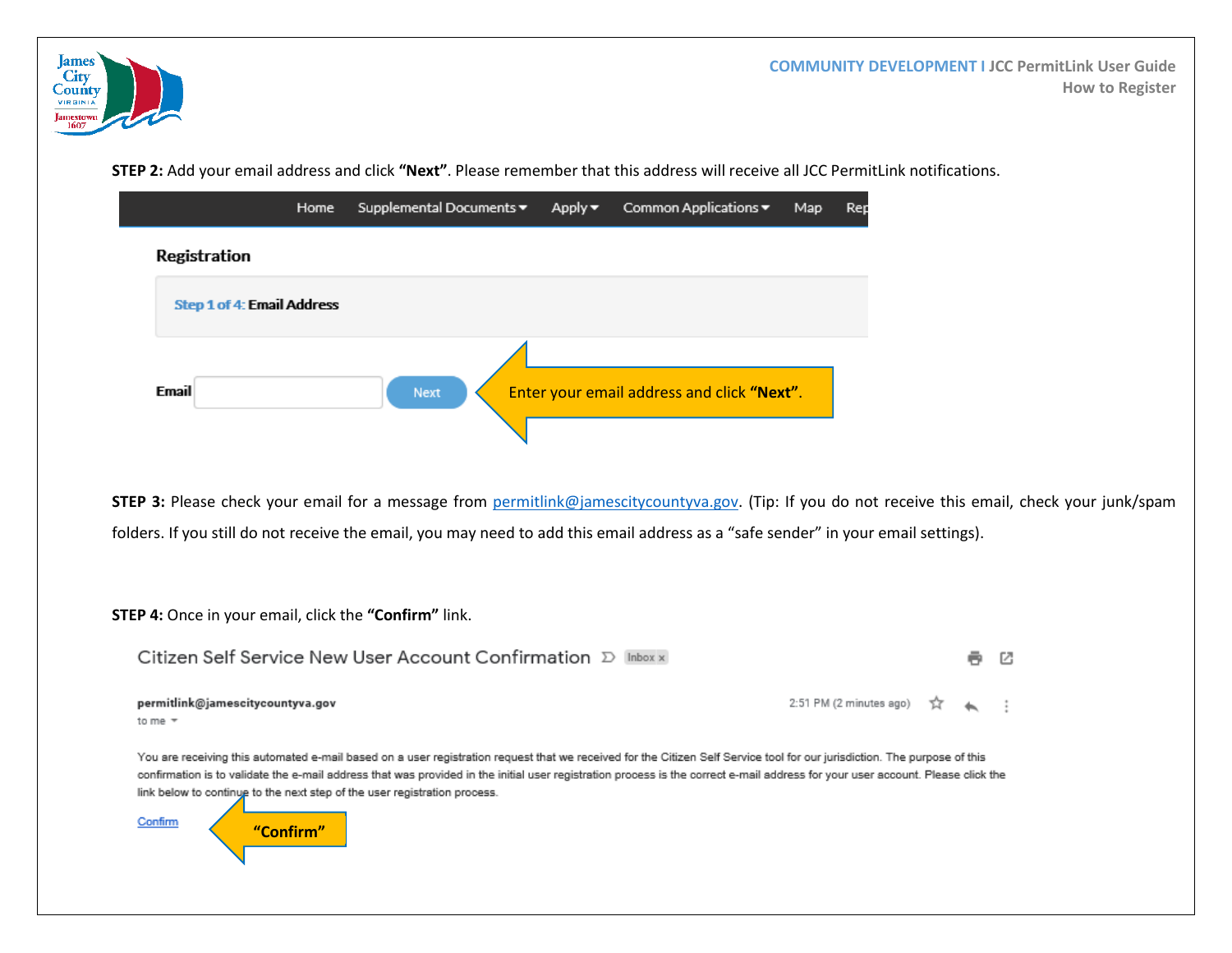**STEP 2:** Add your email address and click **"Next"**. Please remember that this address will receive all JCC PermitLink notifications.

Home | Supplemental Documents | Apply | Common Applications | Map | Rep

**Registration**

Step 1 of 4: **Email Address**

**Email** [ ] Next

Enter your email address and click **"Next"**.

**STEP 3:** Please check your email for a message from permitlink@jamescitycountyva.gov. (Tip: If you do not receive this email, check your junk/spam folders. If you still do not receive the email, you may need to add this email address as a "safe sender" in your email settings).

**STEP 4:** Once in your email, click the **"Confirm"** link.

Citizen Self Service New User Account Confirmation | Inbox

**permitlink@jamescitycountyva.gov**
to me

2:51 PM (2 minutes ago)

You are receiving this automated e-mail based on a user registration request that we received for the Citizen Self Service tool for our jurisdiction. The purpose of this confirmation is to validate the e-mail address that was provided in the initial user registration process is the correct e-mail address for your user account. Please click the link below to continue to the next step of the user registration process.

Confirm

**"Confirm"**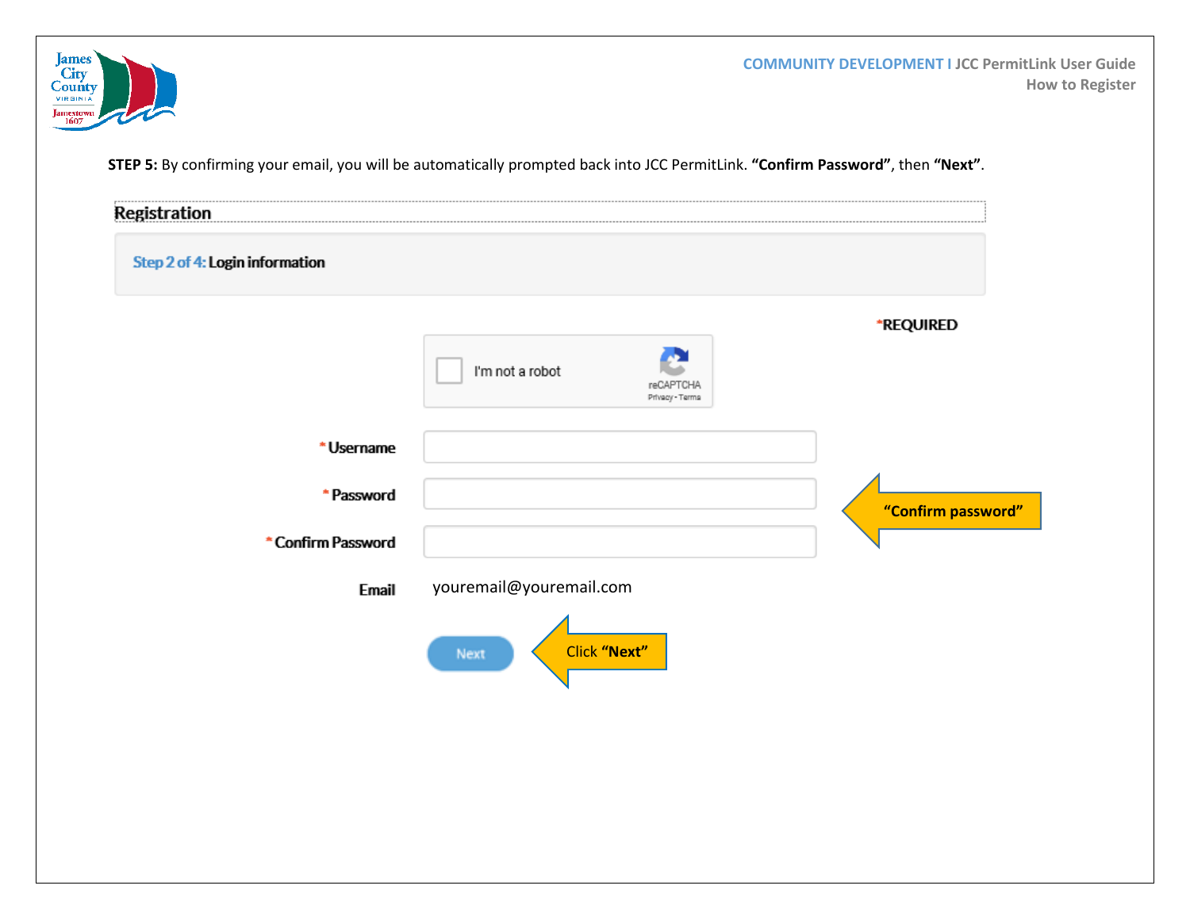**STEP 5:** By confirming your email, you will be automatically prompted back into JCC PermitLink. **"Confirm Password"**, then **"Next"**.

## Registration

**Step 2 of 4: Login information**

*REQUIRED

I'm not a robot

reCAPTCHA
Privacy - Terms

\* Username

\* Password

\* Confirm Password

Email youremail@youremail.com

Next

**"Confirm password"**

Click **"Next"**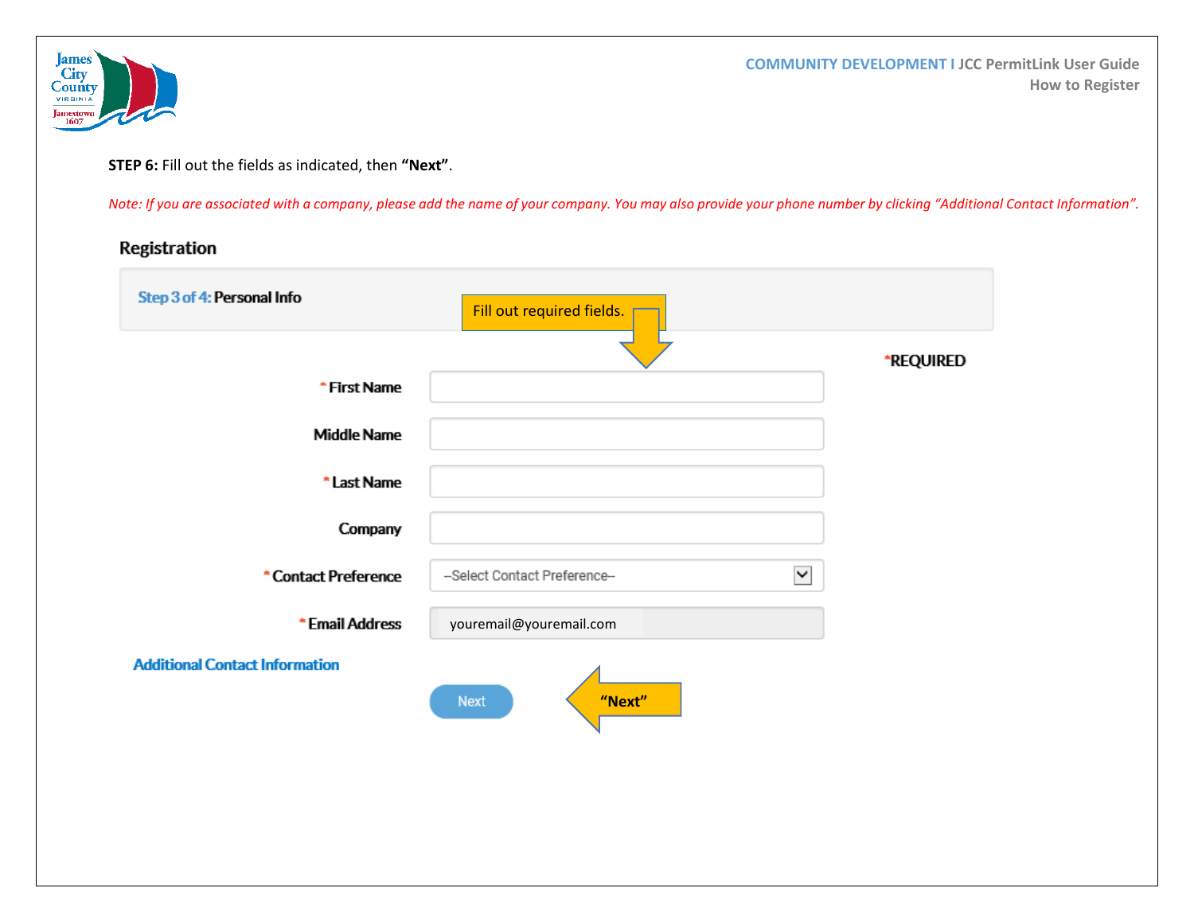**STEP 6:** Fill out the fields as indicated, then **"Next"**.

*Note: If you are associated with a company, please add the name of your company. You may also provide your phone number by clicking "Additional Contact Information".*

## Registration

Step 3 of 4: **Personal Info**

Fill out required fields.

*REQUIRED

- * First Name
- Middle Name
- * Last Name
- Company
- * Contact Preference: --Select Contact Preference--
- * Email Address: youremail@youremail.com

Additional Contact Information

Next

"Next"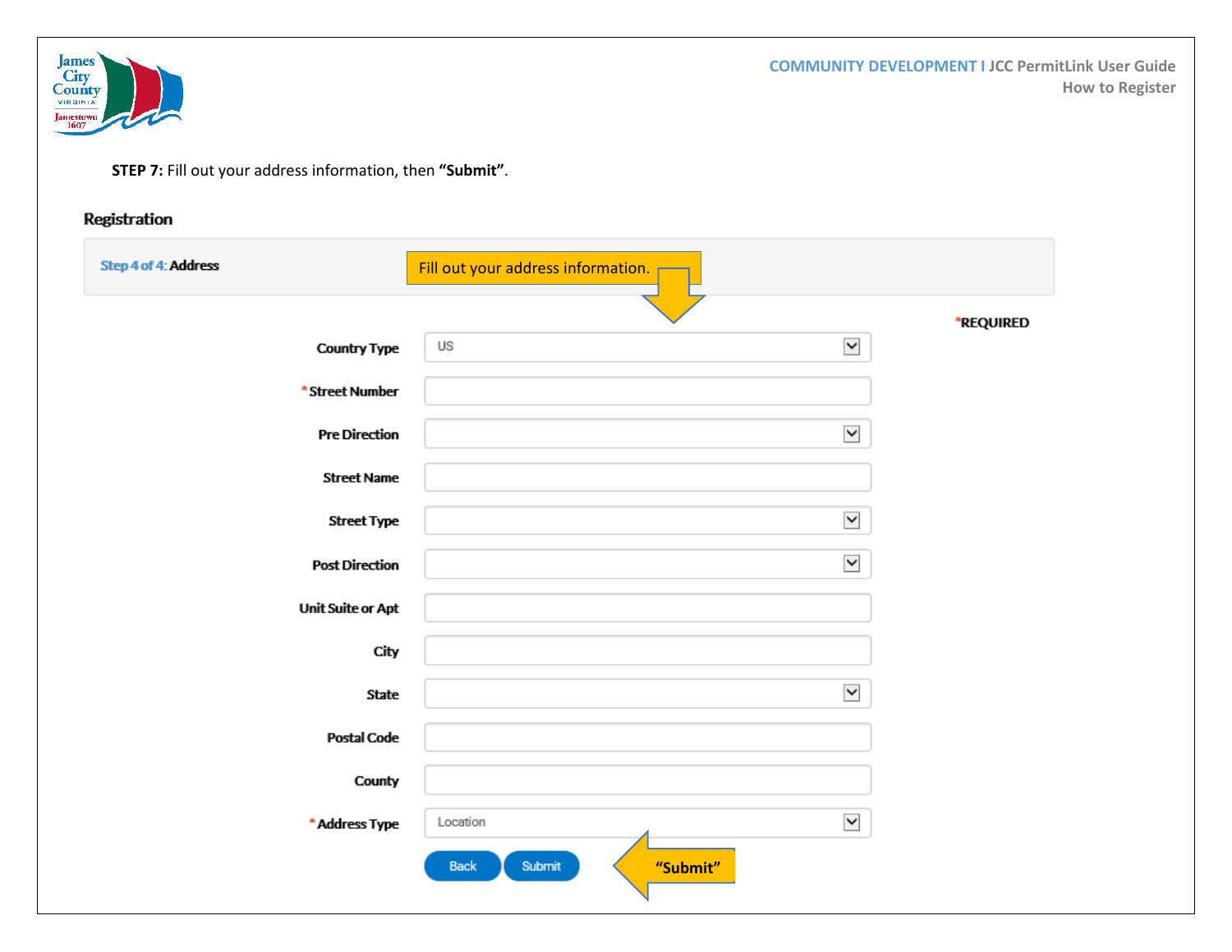**STEP 7:** Fill out your address information, then **"Submit"**.

## Registration

Step 4 of 4: **Address**

Fill out your address information.

*REQUIRED

**Country Type** US

***Street Number**

**Pre Direction**

**Street Name**

**Street Type**

**Post Direction**

**Unit Suite or Apt**

**City**

**State**

**Postal Code**

**County**

***Address Type** Location

Back Submit

**"Submit"**